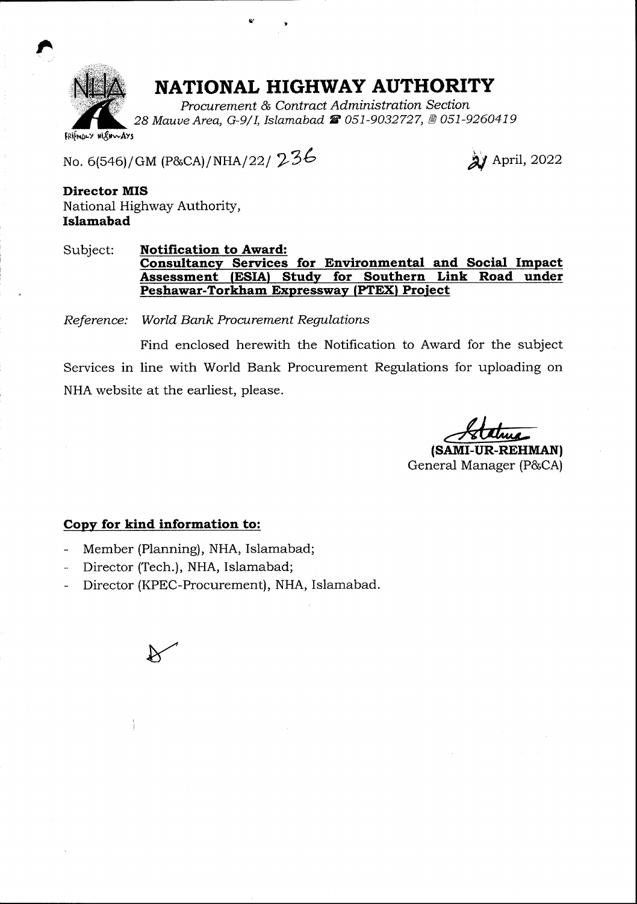# NATIONAL HIGHWAY AUTHORITY

*Procurement & Contract Administration Section*
*28 Mauve Area, G-9/I, Islamabad ☎ 051-9032727, 📠 051-9260419*

FRIENDLY HIGHWAYS

No. 6(546)/GM (P&CA)/NHA/22/ 236

21 April, 2022

**Director MIS**
National Highway Authority,
**Islamabad**

Subject: **Notification to Award: Consultancy Services for Environmental and Social Impact Assessment (ESIA) Study for Southern Link Road under Peshawar-Torkham Expressway (PTEX) Project**

*Reference: World Bank Procurement Regulations*

Find enclosed herewith the Notification to Award for the subject Services in line with World Bank Procurement Regulations for uploading on NHA website at the earliest, please.

**(SAMI-UR-REHMAN)**
General Manager (P&CA)

**Copy for kind information to:**

- Member (Planning), NHA, Islamabad;
- Director (Tech.), NHA, Islamabad;
- Director (KPEC-Procurement), NHA, Islamabad.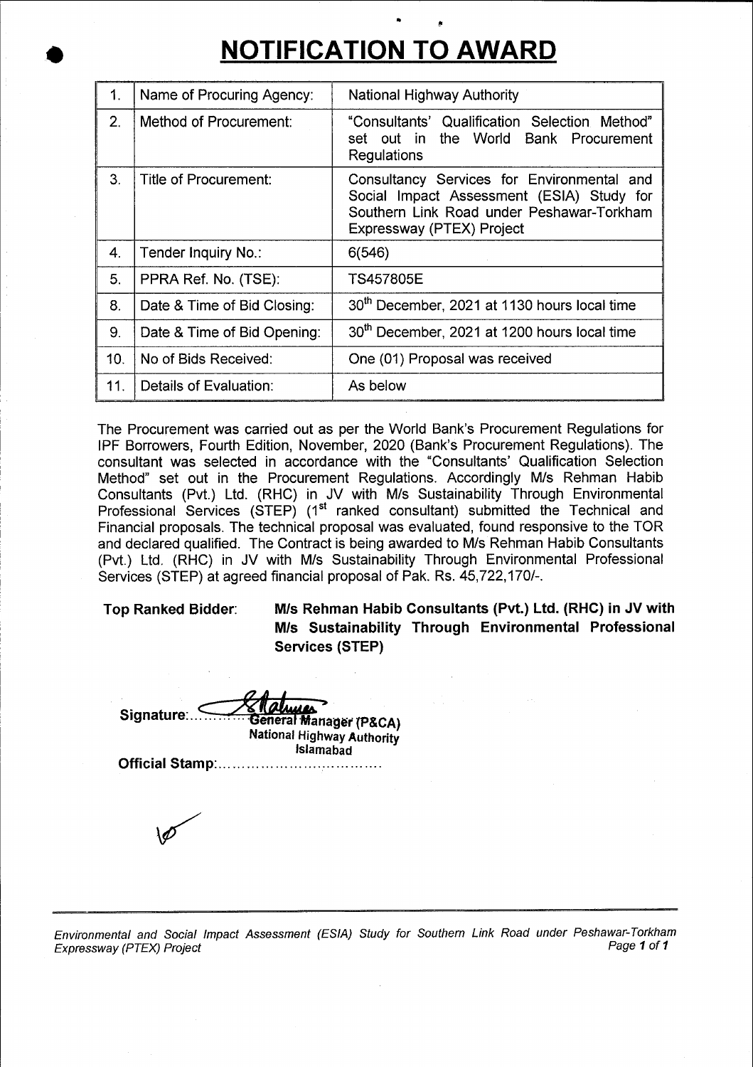# NOTIFICATION TO AWARD

| | | |
|---|---|---|
| 1. | Name of Procuring Agency: | National Highway Authority |
| 2. | Method of Procurement: | "Consultants' Qualification Selection Method" set out in the World Bank Procurement Regulations |
| 3. | Title of Procurement: | Consultancy Services for Environmental and Social Impact Assessment (ESIA) Study for Southern Link Road under Peshawar-Torkham Expressway (PTEX) Project |
| 4. | Tender Inquiry No.: | 6(546) |
| 5. | PPRA Ref. No. (TSE): | TS457805E |
| 8. | Date & Time of Bid Closing: | 30th December, 2021 at 1130 hours local time |
| 9. | Date & Time of Bid Opening: | 30th December, 2021 at 1200 hours local time |
| 10. | No of Bids Received: | One (01) Proposal was received |
| 11. | Details of Evaluation: | As below |

The Procurement was carried out as per the World Bank's Procurement Regulations for IPF Borrowers, Fourth Edition, November, 2020 (Bank's Procurement Regulations). The consultant was selected in accordance with the "Consultants' Qualification Selection Method" set out in the Procurement Regulations. Accordingly M/s Rehman Habib Consultants (Pvt.) Ltd. (RHC) in JV with M/s Sustainability Through Environmental Professional Services (STEP) (1st ranked consultant) submitted the Technical and Financial proposals. The technical proposal was evaluated, found responsive to the TOR and declared qualified. The Contract is being awarded to M/s Rehman Habib Consultants (Pvt.) Ltd. (RHC) in JV with M/s Sustainability Through Environmental Professional Services (STEP) at agreed financial proposal of Pak. Rs. 45,722,170/-.

**Top Ranked Bidder:** **M/s Rehman Habib Consultants (Pvt.) Ltd. (RHC) in JV with M/s Sustainability Through Environmental Professional Services (STEP)**

**Signature:**............ General Manager (P&CA)
National Highway Authority
Islamabad

**Official Stamp:**....................................